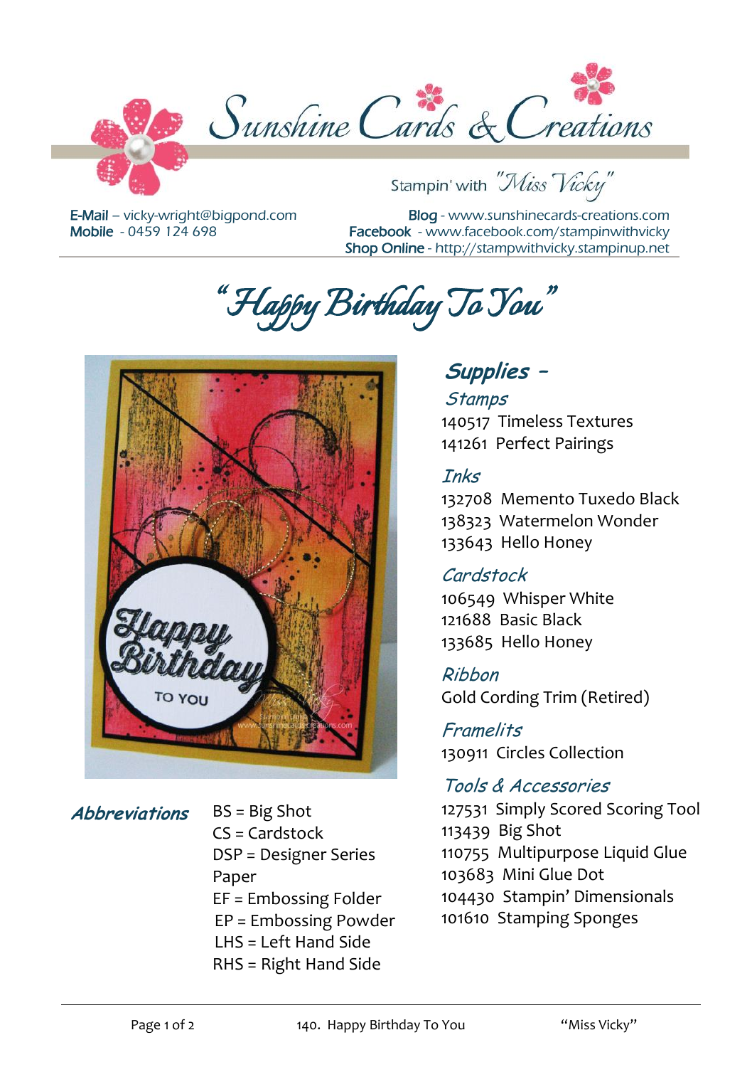# Sunshine Cards & Creations

Stampin' with "Miss Vicky"

**E-Mail** – vicky-wright@bigpond.com
**Mobile** - 0459 124 698

**Blog** - www.sunshinecards-creations.com
**Facebook** - www.facebook.com/stampinwithvicky
**Shop Online** - http://stampwithvicky.stampinup.net

# "Happy Birthday To You"

## Supplies -

### Stamps

140517 Timeless Textures
141261 Perfect Pairings

### Inks

132708 Memento Tuxedo Black
138323 Watermelon Wonder
133643 Hello Honey

### Cardstock

106549 Whisper White
121688 Basic Black
133685 Hello Honey

### Ribbon

Gold Cording Trim (Retired)

### Framelits

130911 Circles Collection

### Tools & Accessories

127531 Simply Scored Scoring Tool
113439 Big Shot
110755 Multipurpose Liquid Glue
103683 Mini Glue Dot
104430 Stampin' Dimensionals
101610 Stamping Sponges

### Abbreviations

BS = Big Shot
CS = Cardstock
DSP = Designer Series Paper
EF = Embossing Folder
EP = Embossing Powder
LHS = Left Hand Side
RHS = Right Hand Side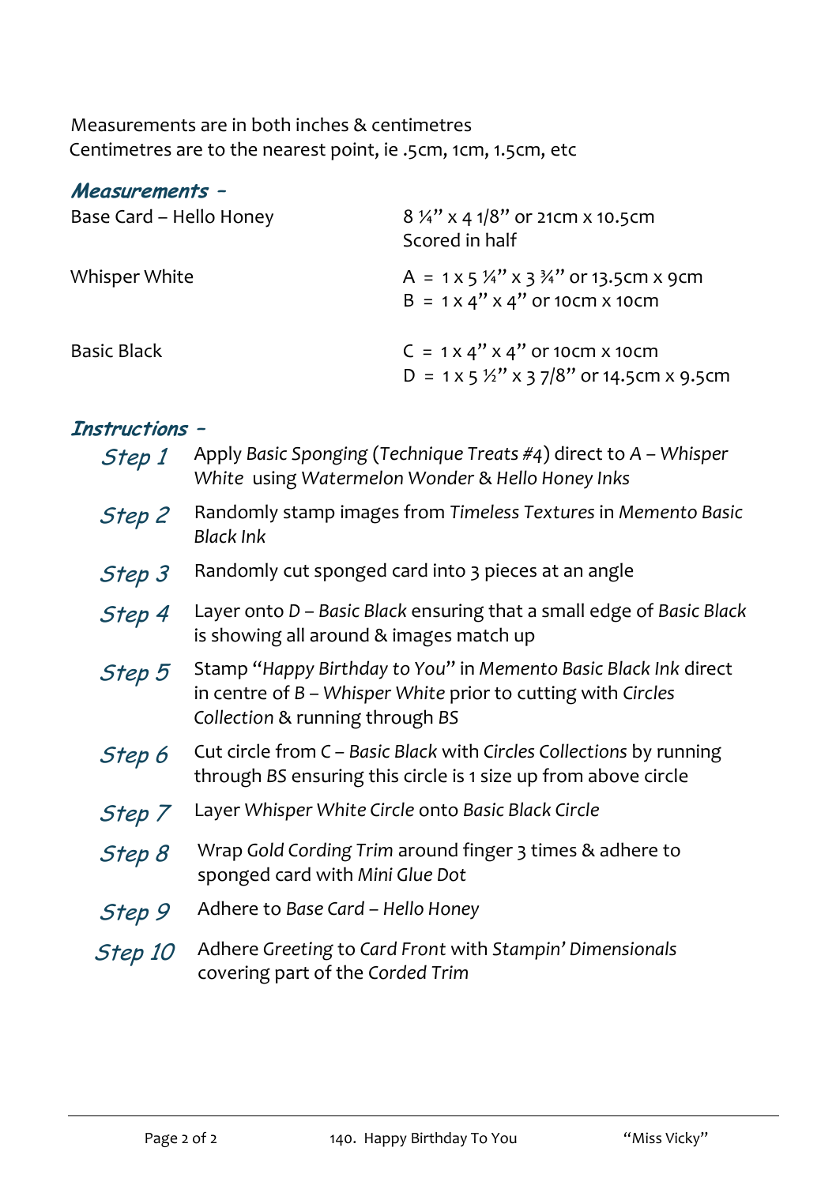Measurements are in both inches & centimetres
Centimetres are to the nearest point, ie .5cm, 1cm, 1.5cm, etc

## *Measurements –*

| | |
|---|---|
| Base Card – Hello Honey | 8 ¼” x 4 1/8” or 21cm x 10.5cm<br>Scored in half |
| Whisper White | A = 1 x 5 ¼” x 3 ¾” or 13.5cm x 9cm<br>B = 1 x 4” x 4” or 10cm x 10cm |
| Basic Black | C = 1 x 4” x 4” or 10cm x 10cm<br>D = 1 x 5 ½” x 3 7/8” or 14.5cm x 9.5cm |

## *Instructions –*

*Step 1* Apply *Basic Sponging* (*Technique Treats #4*) direct to *A – Whisper White* using *Watermelon Wonder* & *Hello Honey Inks*

*Step 2* Randomly stamp images from *Timeless Textures* in *Memento Basic Black Ink*

*Step 3* Randomly cut sponged card into 3 pieces at an angle

*Step 4* Layer onto *D – Basic Black* ensuring that a small edge of *Basic Black* is showing all around & images match up

*Step 5* Stamp “*Happy Birthday to You*” in *Memento Basic Black Ink* direct in centre of *B – Whisper White* prior to cutting with *Circles Collection* & running through *BS*

*Step 6* Cut circle from *C – Basic Black* with *Circles Collections* by running through *BS* ensuring this circle is 1 size up from above circle

*Step 7* Layer *Whisper White Circle* onto *Basic Black Circle*

*Step 8* Wrap *Gold Cording Trim* around finger 3 times & adhere to sponged card with *Mini Glue Dot*

*Step 9* Adhere to *Base Card – Hello Honey*

*Step 10* Adhere *Greeting* to *Card Front* with *Stampin’ Dimensionals* covering part of the *Corded Trim*